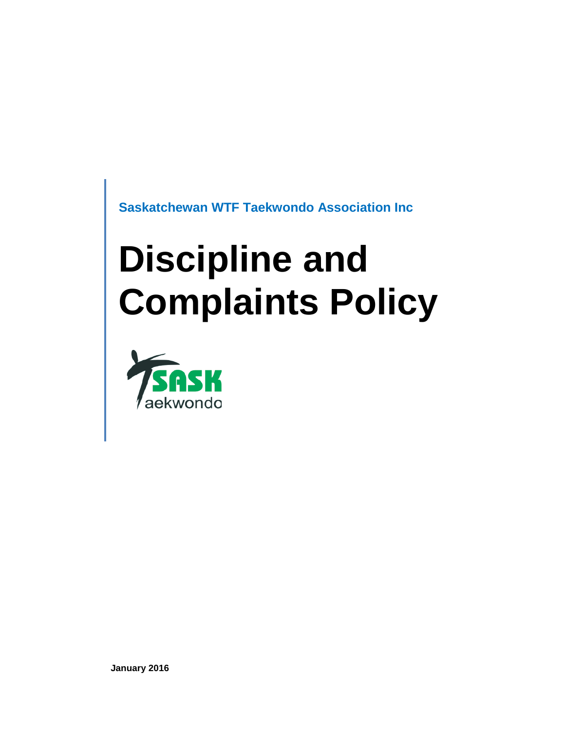Saskatchewan WTF Taekwondo Association Inc

# Discipline and Complaints Policy

January 2016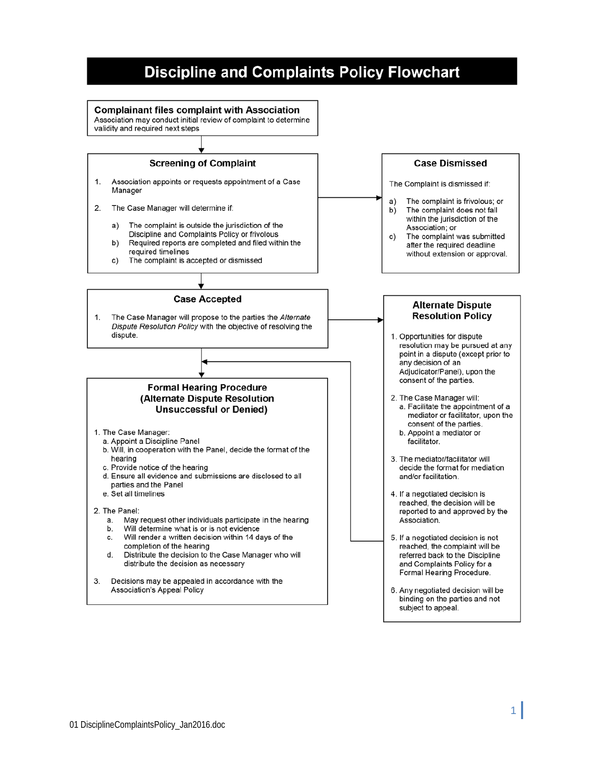# Discipline and Complaints Policy Flowchart

## Complainant files complaint with Association

Association may conduct initial review of complaint to determine validity and required next steps

## Screening of Complaint

1. Association appoints or requests appointment of a Case Manager
2. The Case Manager will determine if:
   a) The complaint is outside the jurisdiction of the Discipline and Complaints Policy or frivolous
   b) Required reports are completed and filed within the required timelines
   c) The complaint is accepted or dismissed

## Case Dismissed

The Complaint is dismissed if:

a) The complaint is frivolous; or
b) The complaint does not fall within the jurisdiction of the Association; or
c) The complaint was submitted after the required deadline without extension or approval.

## Case Accepted

1. The Case Manager will propose to the parties the *Alternate Dispute Resolution Policy* with the objective of resolving the dispute.

## Alternate Dispute Resolution Policy

1. Opportunities for dispute resolution may be pursued at any point in a dispute (except prior to any decision of an Adjudicator/Panel), upon the consent of the parties.
2. The Case Manager will:
   a. Facilitate the appointment of a mediator or facilitator, upon the consent of the parties.
   b. Appoint a mediator or facilitator.
3. The mediator/facilitator will decide the format for mediation and/or facilitation.
4. If a negotiated decision is reached, the decision will be reported to and approved by the Association.
5. If a negotiated decision is not reached, the complaint will be referred back to the Discipline and Complaints Policy for a Formal Hearing Procedure.
6. Any negotiated decision will be binding on the parties and not subject to appeal.

## Formal Hearing Procedure (Alternate Dispute Resolution Unsuccessful or Denied)

1. The Case Manager:
   a. Appoint a Discipline Panel
   b. Will, in cooperation with the Panel, decide the format of the hearing
   c. Provide notice of the hearing
   d. Ensure all evidence and submissions are disclosed to all parties and the Panel
   e. Set all timelines
2. The Panel:
   a. May request other individuals participate in the hearing
   b. Will determine what is or is not evidence
   c. Will render a written decision within 14 days of the completion of the hearing
   d. Distribute the decision to the Case Manager who will distribute the decision as necessary
3. Decisions may be appealed in accordance with the Association's Appeal Policy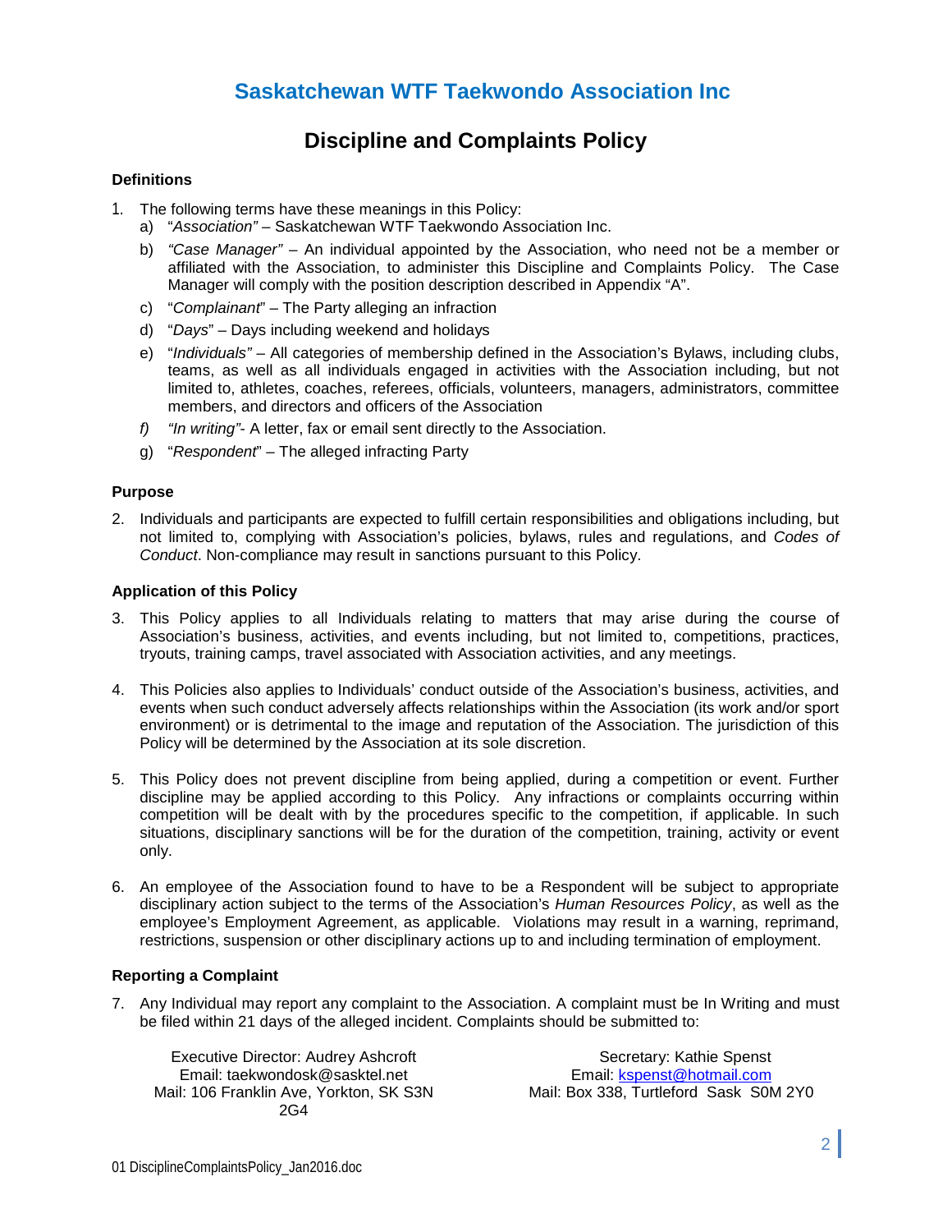# Saskatchewan WTF Taekwondo Association Inc

## Discipline and Complaints Policy

### Definitions

1. The following terms have these meanings in this Policy:
   a) "*Association"* – Saskatchewan WTF Taekwondo Association Inc.
   b) *"Case Manager"* – An individual appointed by the Association, who need not be a member or affiliated with the Association, to administer this Discipline and Complaints Policy. The Case Manager will comply with the position description described in Appendix "A".
   c) "*Complainant*" – The Party alleging an infraction
   d) "*Days*" – Days including weekend and holidays
   e) "*Individuals"* – All categories of membership defined in the Association's Bylaws, including clubs, teams, as well as all individuals engaged in activities with the Association including, but not limited to, athletes, coaches, referees, officials, volunteers, managers, administrators, committee members, and directors and officers of the Association
   *f) "In writing"*- A letter, fax or email sent directly to the Association.
   g) "*Respondent*" – The alleged infracting Party

### Purpose

2. Individuals and participants are expected to fulfill certain responsibilities and obligations including, but not limited to, complying with Association's policies, bylaws, rules and regulations, and *Codes of Conduct*. Non-compliance may result in sanctions pursuant to this Policy.

### Application of this Policy

3. This Policy applies to all Individuals relating to matters that may arise during the course of Association's business, activities, and events including, but not limited to, competitions, practices, tryouts, training camps, travel associated with Association activities, and any meetings.

4. This Policies also applies to Individuals' conduct outside of the Association's business, activities, and events when such conduct adversely affects relationships within the Association (its work and/or sport environment) or is detrimental to the image and reputation of the Association. The jurisdiction of this Policy will be determined by the Association at its sole discretion.

5. This Policy does not prevent discipline from being applied, during a competition or event. Further discipline may be applied according to this Policy. Any infractions or complaints occurring within competition will be dealt with by the procedures specific to the competition, if applicable. In such situations, disciplinary sanctions will be for the duration of the competition, training, activity or event only.

6. An employee of the Association found to have to be a Respondent will be subject to appropriate disciplinary action subject to the terms of the Association's *Human Resources Policy*, as well as the employee's Employment Agreement, as applicable. Violations may result in a warning, reprimand, restrictions, suspension or other disciplinary actions up to and including termination of employment.

### Reporting a Complaint

7. Any Individual may report any complaint to the Association. A complaint must be In Writing and must be filed within 21 days of the alleged incident. Complaints should be submitted to:

Executive Director: Audrey Ashcroft
Email: taekwondosk@sasktel.net
Mail: 106 Franklin Ave, Yorkton, SK S3N 2G4

Secretary: Kathie Spenst
Email: kspenst@hotmail.com
Mail: Box 338, Turtleford Sask S0M 2Y0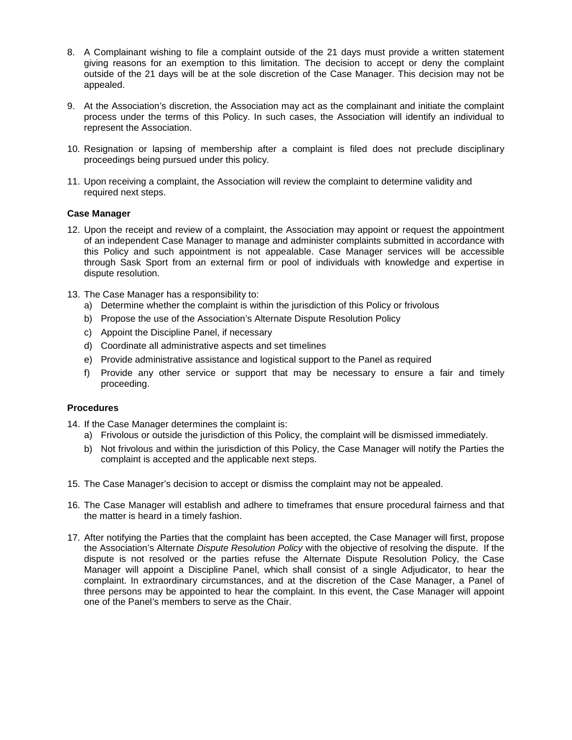8. A Complainant wishing to file a complaint outside of the 21 days must provide a written statement giving reasons for an exemption to this limitation. The decision to accept or deny the complaint outside of the 21 days will be at the sole discretion of the Case Manager. This decision may not be appealed.

9. At the Association's discretion, the Association may act as the complainant and initiate the complaint process under the terms of this Policy. In such cases, the Association will identify an individual to represent the Association.

10. Resignation or lapsing of membership after a complaint is filed does not preclude disciplinary proceedings being pursued under this policy.

11. Upon receiving a complaint, the Association will review the complaint to determine validity and required next steps.

**Case Manager**

12. Upon the receipt and review of a complaint, the Association may appoint or request the appointment of an independent Case Manager to manage and administer complaints submitted in accordance with this Policy and such appointment is not appealable. Case Manager services will be accessible through Sask Sport from an external firm or pool of individuals with knowledge and expertise in dispute resolution.

13. The Case Manager has a responsibility to:
    a) Determine whether the complaint is within the jurisdiction of this Policy or frivolous
    b) Propose the use of the Association's Alternate Dispute Resolution Policy
    c) Appoint the Discipline Panel, if necessary
    d) Coordinate all administrative aspects and set timelines
    e) Provide administrative assistance and logistical support to the Panel as required
    f) Provide any other service or support that may be necessary to ensure a fair and timely proceeding.

**Procedures**

14. If the Case Manager determines the complaint is:
    a) Frivolous or outside the jurisdiction of this Policy, the complaint will be dismissed immediately.
    b) Not frivolous and within the jurisdiction of this Policy, the Case Manager will notify the Parties the complaint is accepted and the applicable next steps.

15. The Case Manager's decision to accept or dismiss the complaint may not be appealed.

16. The Case Manager will establish and adhere to timeframes that ensure procedural fairness and that the matter is heard in a timely fashion.

17. After notifying the Parties that the complaint has been accepted, the Case Manager will first, propose the Association's Alternate *Dispute Resolution Policy* with the objective of resolving the dispute. If the dispute is not resolved or the parties refuse the Alternate Dispute Resolution Policy, the Case Manager will appoint a Discipline Panel, which shall consist of a single Adjudicator, to hear the complaint. In extraordinary circumstances, and at the discretion of the Case Manager, a Panel of three persons may be appointed to hear the complaint. In this event, the Case Manager will appoint one of the Panel's members to serve as the Chair.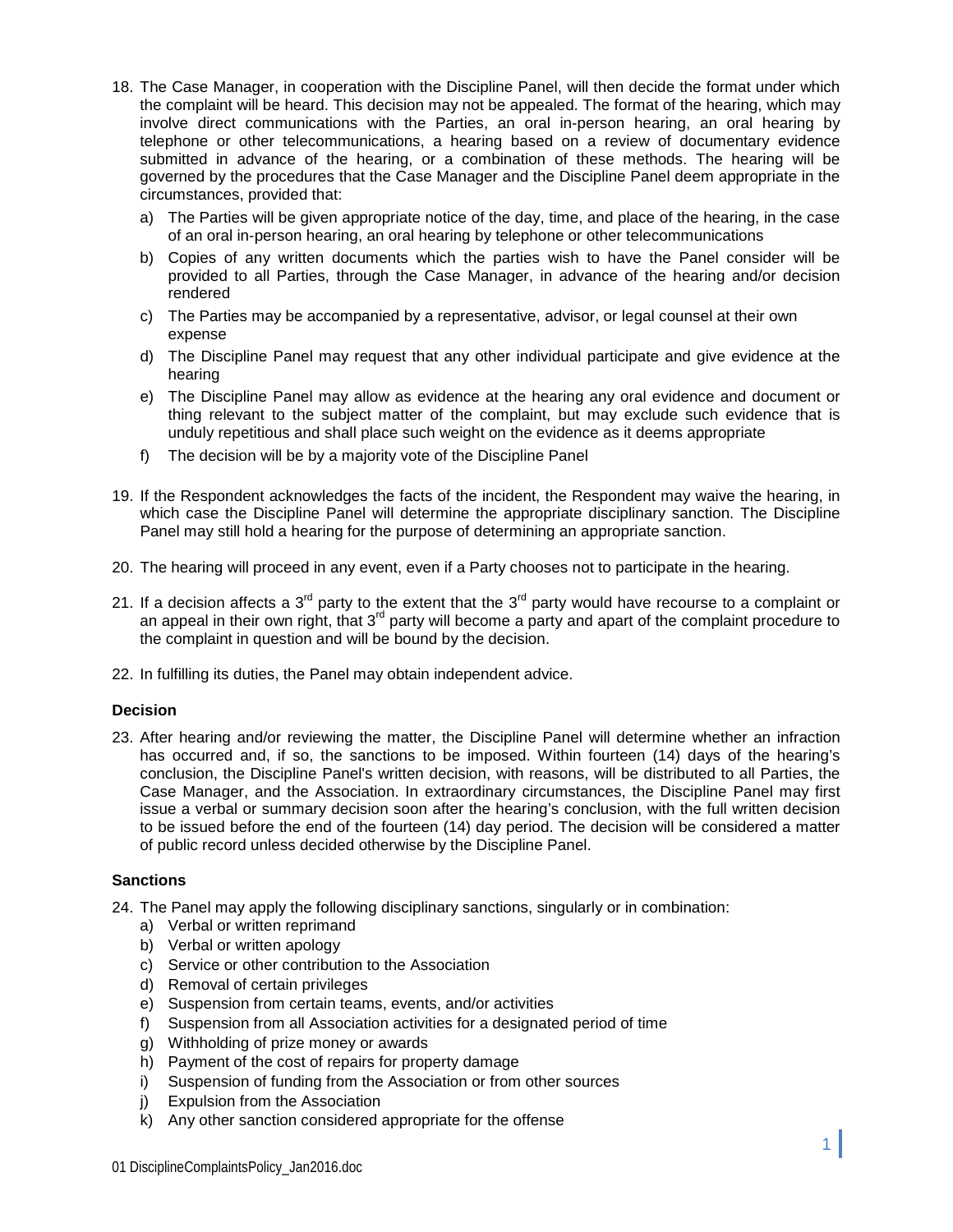18. The Case Manager, in cooperation with the Discipline Panel, will then decide the format under which the complaint will be heard. This decision may not be appealed. The format of the hearing, which may involve direct communications with the Parties, an oral in-person hearing, an oral hearing by telephone or other telecommunications, a hearing based on a review of documentary evidence submitted in advance of the hearing, or a combination of these methods. The hearing will be governed by the procedures that the Case Manager and the Discipline Panel deem appropriate in the circumstances, provided that:
    a) The Parties will be given appropriate notice of the day, time, and place of the hearing, in the case of an oral in-person hearing, an oral hearing by telephone or other telecommunications
    b) Copies of any written documents which the parties wish to have the Panel consider will be provided to all Parties, through the Case Manager, in advance of the hearing and/or decision rendered
    c) The Parties may be accompanied by a representative, advisor, or legal counsel at their own expense
    d) The Discipline Panel may request that any other individual participate and give evidence at the hearing
    e) The Discipline Panel may allow as evidence at the hearing any oral evidence and document or thing relevant to the subject matter of the complaint, but may exclude such evidence that is unduly repetitious and shall place such weight on the evidence as it deems appropriate
    f) The decision will be by a majority vote of the Discipline Panel

19. If the Respondent acknowledges the facts of the incident, the Respondent may waive the hearing, in which case the Discipline Panel will determine the appropriate disciplinary sanction. The Discipline Panel may still hold a hearing for the purpose of determining an appropriate sanction.

20. The hearing will proceed in any event, even if a Party chooses not to participate in the hearing.

21. If a decision affects a 3rd party to the extent that the 3rd party would have recourse to a complaint or an appeal in their own right, that 3rd party will become a party and apart of the complaint procedure to the complaint in question and will be bound by the decision.

22. In fulfilling its duties, the Panel may obtain independent advice.

**Decision**

23. After hearing and/or reviewing the matter, the Discipline Panel will determine whether an infraction has occurred and, if so, the sanctions to be imposed. Within fourteen (14) days of the hearing's conclusion, the Discipline Panel's written decision, with reasons, will be distributed to all Parties, the Case Manager, and the Association. In extraordinary circumstances, the Discipline Panel may first issue a verbal or summary decision soon after the hearing's conclusion, with the full written decision to be issued before the end of the fourteen (14) day period. The decision will be considered a matter of public record unless decided otherwise by the Discipline Panel.

**Sanctions**

24. The Panel may apply the following disciplinary sanctions, singularly or in combination:
    a) Verbal or written reprimand
    b) Verbal or written apology
    c) Service or other contribution to the Association
    d) Removal of certain privileges
    e) Suspension from certain teams, events, and/or activities
    f) Suspension from all Association activities for a designated period of time
    g) Withholding of prize money or awards
    h) Payment of the cost of repairs for property damage
    i) Suspension of funding from the Association or from other sources
    j) Expulsion from the Association
    k) Any other sanction considered appropriate for the offense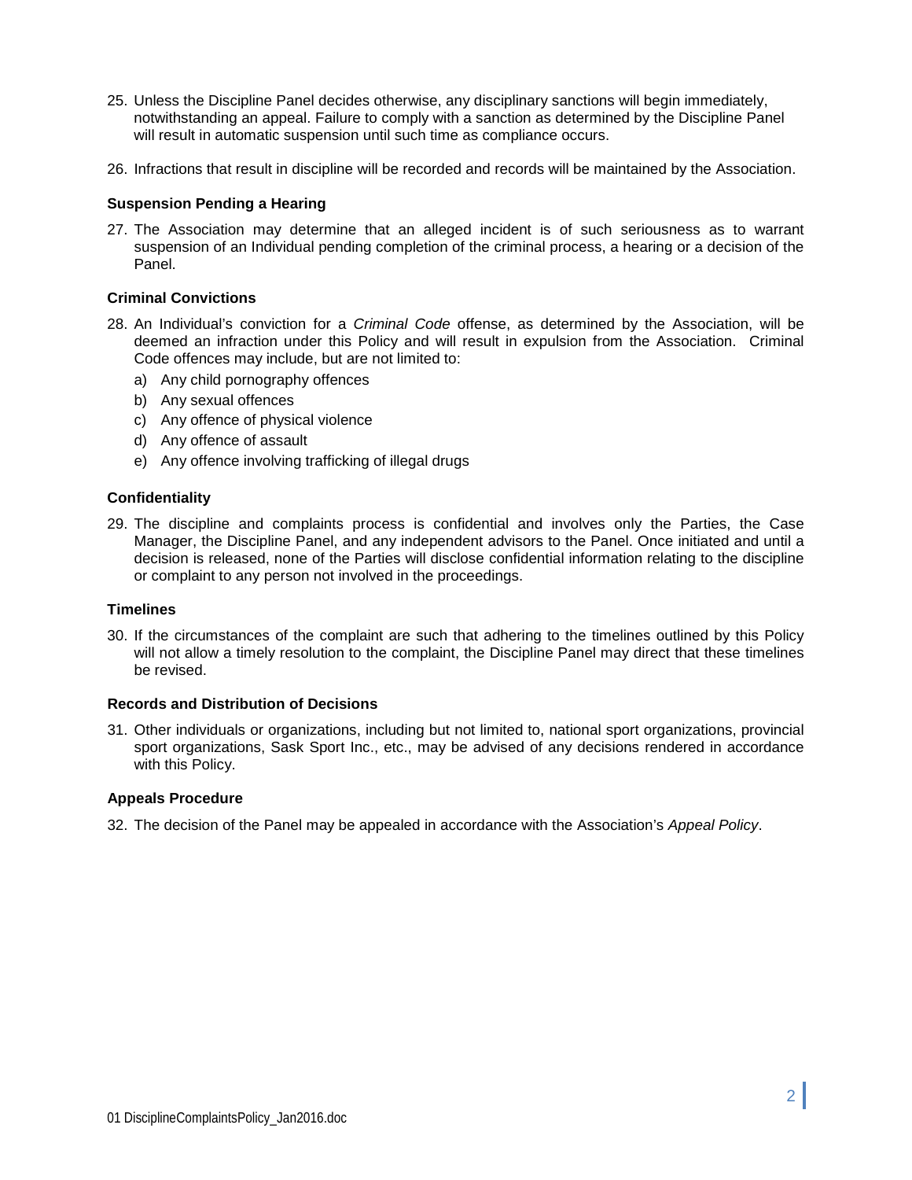25. Unless the Discipline Panel decides otherwise, any disciplinary sanctions will begin immediately, notwithstanding an appeal. Failure to comply with a sanction as determined by the Discipline Panel will result in automatic suspension until such time as compliance occurs.

26. Infractions that result in discipline will be recorded and records will be maintained by the Association.

**Suspension Pending a Hearing**

27. The Association may determine that an alleged incident is of such seriousness as to warrant suspension of an Individual pending completion of the criminal process, a hearing or a decision of the Panel.

**Criminal Convictions**

28. An Individual's conviction for a *Criminal Code* offense, as determined by the Association, will be deemed an infraction under this Policy and will result in expulsion from the Association. Criminal Code offences may include, but are not limited to:
    a) Any child pornography offences
    b) Any sexual offences
    c) Any offence of physical violence
    d) Any offence of assault
    e) Any offence involving trafficking of illegal drugs

**Confidentiality**

29. The discipline and complaints process is confidential and involves only the Parties, the Case Manager, the Discipline Panel, and any independent advisors to the Panel. Once initiated and until a decision is released, none of the Parties will disclose confidential information relating to the discipline or complaint to any person not involved in the proceedings.

**Timelines**

30. If the circumstances of the complaint are such that adhering to the timelines outlined by this Policy will not allow a timely resolution to the complaint, the Discipline Panel may direct that these timelines be revised.

**Records and Distribution of Decisions**

31. Other individuals or organizations, including but not limited to, national sport organizations, provincial sport organizations, Sask Sport Inc., etc., may be advised of any decisions rendered in accordance with this Policy.

**Appeals Procedure**

32. The decision of the Panel may be appealed in accordance with the Association's *Appeal Policy*.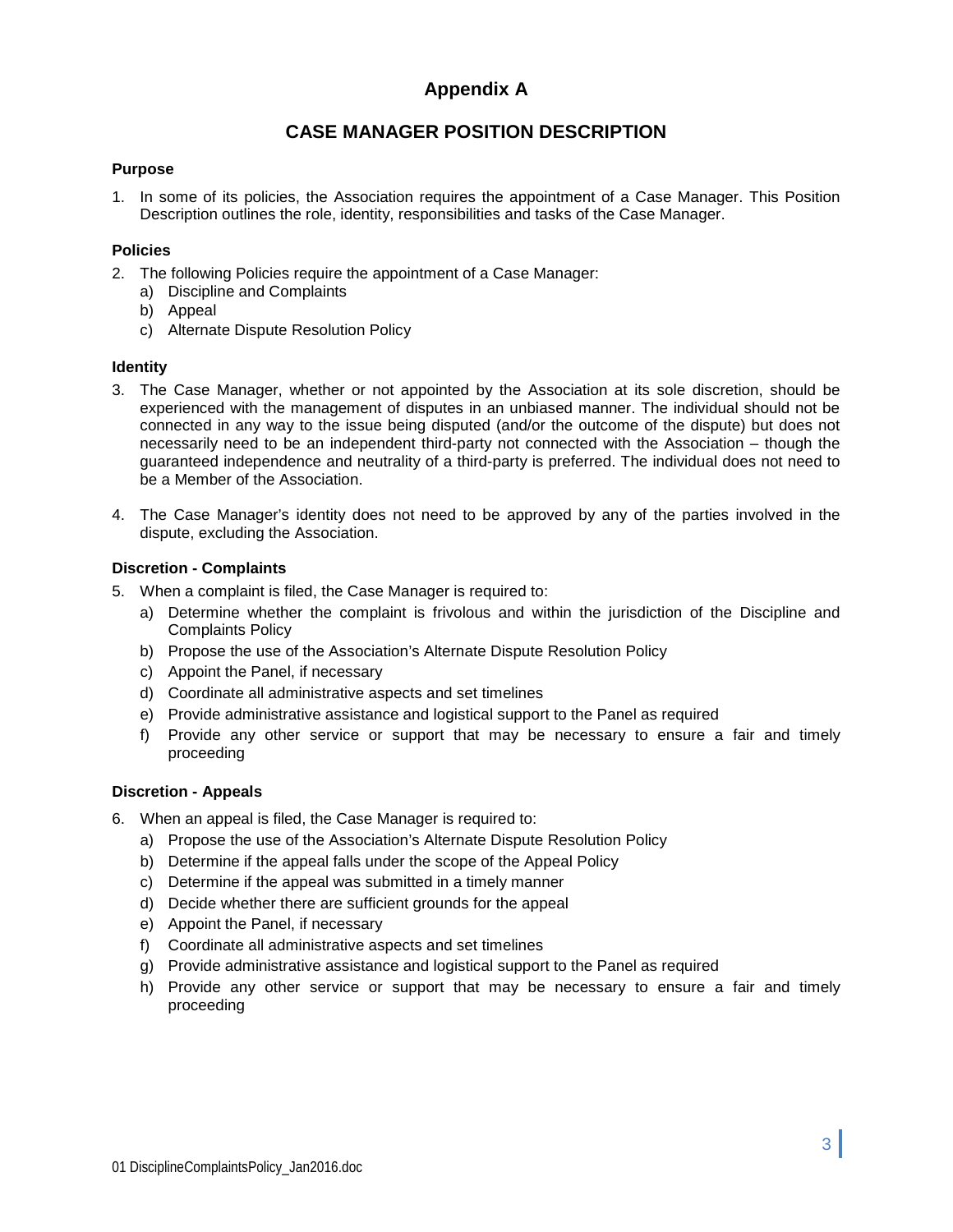# Appendix A

## CASE MANAGER POSITION DESCRIPTION

**Purpose**

1. In some of its policies, the Association requires the appointment of a Case Manager. This Position Description outlines the role, identity, responsibilities and tasks of the Case Manager.

**Policies**

2. The following Policies require the appointment of a Case Manager:
   a) Discipline and Complaints
   b) Appeal
   c) Alternate Dispute Resolution Policy

**Identity**

3. The Case Manager, whether or not appointed by the Association at its sole discretion, should be experienced with the management of disputes in an unbiased manner. The individual should not be connected in any way to the issue being disputed (and/or the outcome of the dispute) but does not necessarily need to be an independent third-party not connected with the Association – though the guaranteed independence and neutrality of a third-party is preferred. The individual does not need to be a Member of the Association.

4. The Case Manager's identity does not need to be approved by any of the parties involved in the dispute, excluding the Association.

**Discretion - Complaints**

5. When a complaint is filed, the Case Manager is required to:
   a) Determine whether the complaint is frivolous and within the jurisdiction of the Discipline and Complaints Policy
   b) Propose the use of the Association's Alternate Dispute Resolution Policy
   c) Appoint the Panel, if necessary
   d) Coordinate all administrative aspects and set timelines
   e) Provide administrative assistance and logistical support to the Panel as required
   f) Provide any other service or support that may be necessary to ensure a fair and timely proceeding

**Discretion - Appeals**

6. When an appeal is filed, the Case Manager is required to:
   a) Propose the use of the Association's Alternate Dispute Resolution Policy
   b) Determine if the appeal falls under the scope of the Appeal Policy
   c) Determine if the appeal was submitted in a timely manner
   d) Decide whether there are sufficient grounds for the appeal
   e) Appoint the Panel, if necessary
   f) Coordinate all administrative aspects and set timelines
   g) Provide administrative assistance and logistical support to the Panel as required
   h) Provide any other service or support that may be necessary to ensure a fair and timely proceeding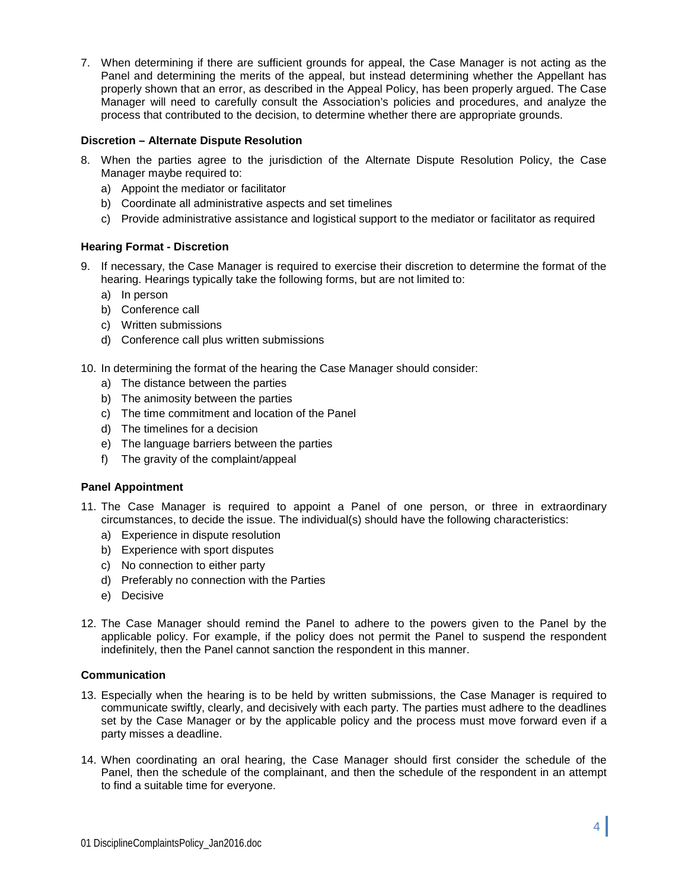7. When determining if there are sufficient grounds for appeal, the Case Manager is not acting as the Panel and determining the merits of the appeal, but instead determining whether the Appellant has properly shown that an error, as described in the Appeal Policy, has been properly argued. The Case Manager will need to carefully consult the Association's policies and procedures, and analyze the process that contributed to the decision, to determine whether there are appropriate grounds.

**Discretion – Alternate Dispute Resolution**

8. When the parties agree to the jurisdiction of the Alternate Dispute Resolution Policy, the Case Manager maybe required to:
   a) Appoint the mediator or facilitator
   b) Coordinate all administrative aspects and set timelines
   c) Provide administrative assistance and logistical support to the mediator or facilitator as required

**Hearing Format - Discretion**

9. If necessary, the Case Manager is required to exercise their discretion to determine the format of the hearing. Hearings typically take the following forms, but are not limited to:
   a) In person
   b) Conference call
   c) Written submissions
   d) Conference call plus written submissions

10. In determining the format of the hearing the Case Manager should consider:
    a) The distance between the parties
    b) The animosity between the parties
    c) The time commitment and location of the Panel
    d) The timelines for a decision
    e) The language barriers between the parties
    f) The gravity of the complaint/appeal

**Panel Appointment**

11. The Case Manager is required to appoint a Panel of one person, or three in extraordinary circumstances, to decide the issue. The individual(s) should have the following characteristics:
    a) Experience in dispute resolution
    b) Experience with sport disputes
    c) No connection to either party
    d) Preferably no connection with the Parties
    e) Decisive

12. The Case Manager should remind the Panel to adhere to the powers given to the Panel by the applicable policy. For example, if the policy does not permit the Panel to suspend the respondent indefinitely, then the Panel cannot sanction the respondent in this manner.

**Communication**

13. Especially when the hearing is to be held by written submissions, the Case Manager is required to communicate swiftly, clearly, and decisively with each party. The parties must adhere to the deadlines set by the Case Manager or by the applicable policy and the process must move forward even if a party misses a deadline.

14. When coordinating an oral hearing, the Case Manager should first consider the schedule of the Panel, then the schedule of the complainant, and then the schedule of the respondent in an attempt to find a suitable time for everyone.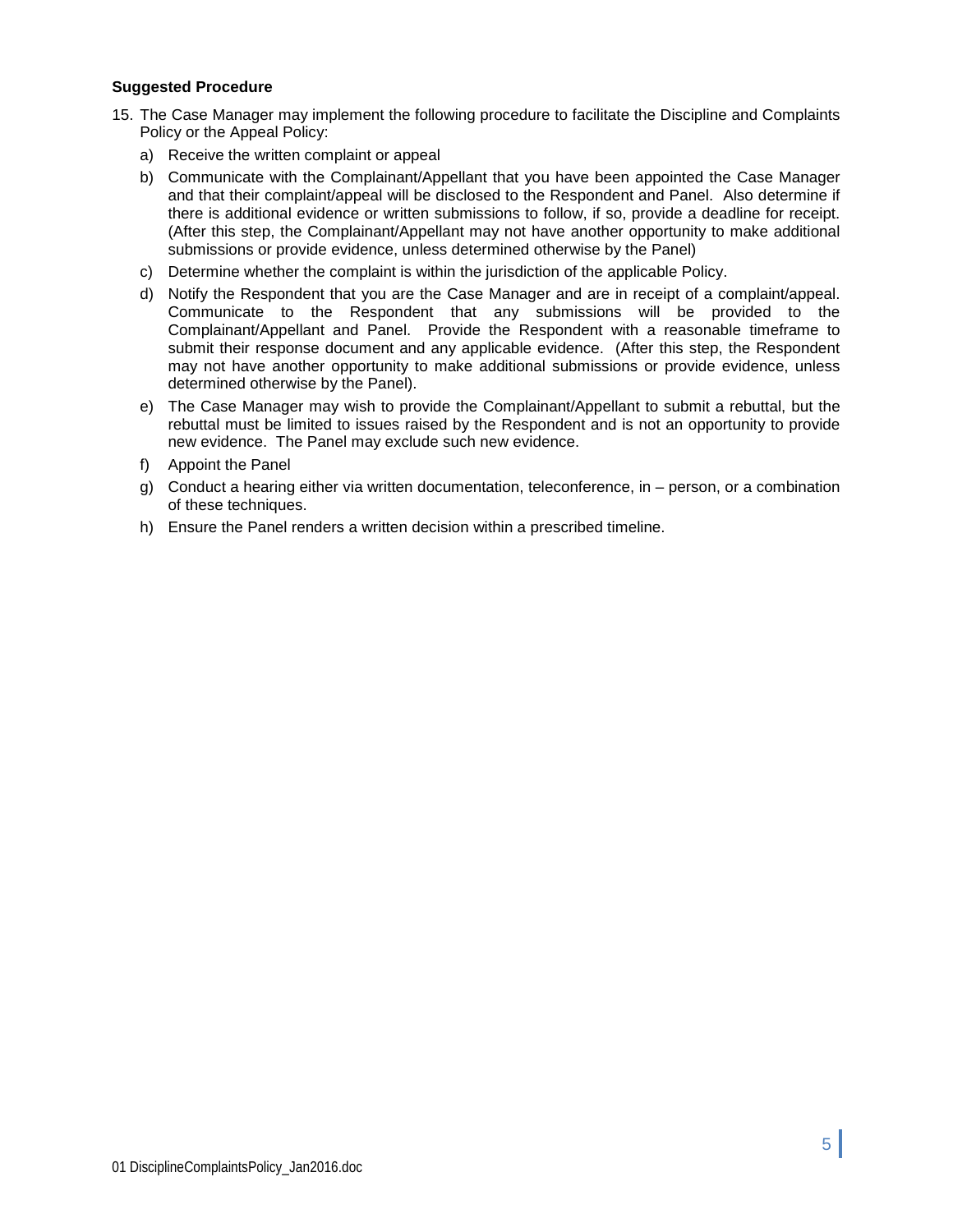**Suggested Procedure**

15. The Case Manager may implement the following procedure to facilitate the Discipline and Complaints Policy or the Appeal Policy:

    a) Receive the written complaint or appeal

    b) Communicate with the Complainant/Appellant that you have been appointed the Case Manager and that their complaint/appeal will be disclosed to the Respondent and Panel. Also determine if there is additional evidence or written submissions to follow, if so, provide a deadline for receipt. (After this step, the Complainant/Appellant may not have another opportunity to make additional submissions or provide evidence, unless determined otherwise by the Panel)

    c) Determine whether the complaint is within the jurisdiction of the applicable Policy.

    d) Notify the Respondent that you are the Case Manager and are in receipt of a complaint/appeal. Communicate to the Respondent that any submissions will be provided to the Complainant/Appellant and Panel. Provide the Respondent with a reasonable timeframe to submit their response document and any applicable evidence. (After this step, the Respondent may not have another opportunity to make additional submissions or provide evidence, unless determined otherwise by the Panel).

    e) The Case Manager may wish to provide the Complainant/Appellant to submit a rebuttal, but the rebuttal must be limited to issues raised by the Respondent and is not an opportunity to provide new evidence. The Panel may exclude such new evidence.

    f) Appoint the Panel

    g) Conduct a hearing either via written documentation, teleconference, in – person, or a combination of these techniques.

    h) Ensure the Panel renders a written decision within a prescribed timeline.